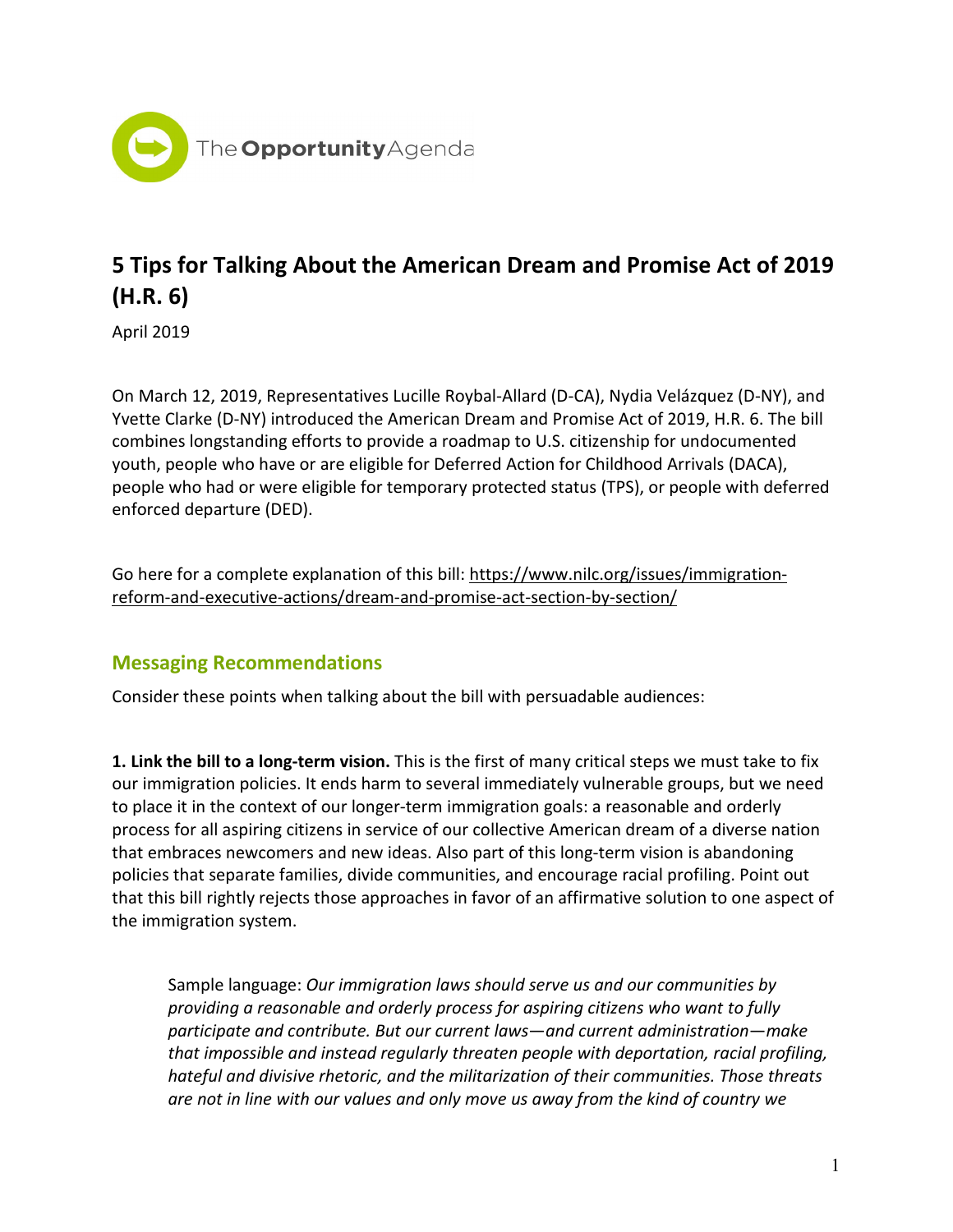The Opportunity Agenda

# 5 Tips for Talking About the American Dream and Promise Act of 2019 (H.R. 6)

April 2019

On March 12, 2019, Representatives Lucille Roybal-Allard (D-CA), Nydia Velázquez (D-NY), and Yvette Clarke (D-NY) introduced the American Dream and Promise Act of 2019, H.R. 6. The bill combines longstanding efforts to provide a roadmap to U.S. citizenship for undocumented youth, people who have or are eligible for Deferred Action for Childhood Arrivals (DACA), people who had or were eligible for temporary protected status (TPS), or people with deferred enforced departure (DED).

Go here for a complete explanation of this bill: https://www.nilc.org/issues/immigration-reform-and-executive-actions/dream-and-promise-act-section-by-section/

## Messaging Recommendations

Consider these points when talking about the bill with persuadable audiences:

**1. Link the bill to a long-term vision.** This is the first of many critical steps we must take to fix our immigration policies. It ends harm to several immediately vulnerable groups, but we need to place it in the context of our longer-term immigration goals: a reasonable and orderly process for all aspiring citizens in service of our collective American dream of a diverse nation that embraces newcomers and new ideas. Also part of this long-term vision is abandoning policies that separate families, divide communities, and encourage racial profiling. Point out that this bill rightly rejects those approaches in favor of an affirmative solution to one aspect of the immigration system.

> Sample language: *Our immigration laws should serve us and our communities by providing a reasonable and orderly process for aspiring citizens who want to fully participate and contribute. But our current laws—and current administration—make that impossible and instead regularly threaten people with deportation, racial profiling, hateful and divisive rhetoric, and the militarization of their communities. Those threats are not in line with our values and only move us away from the kind of country we*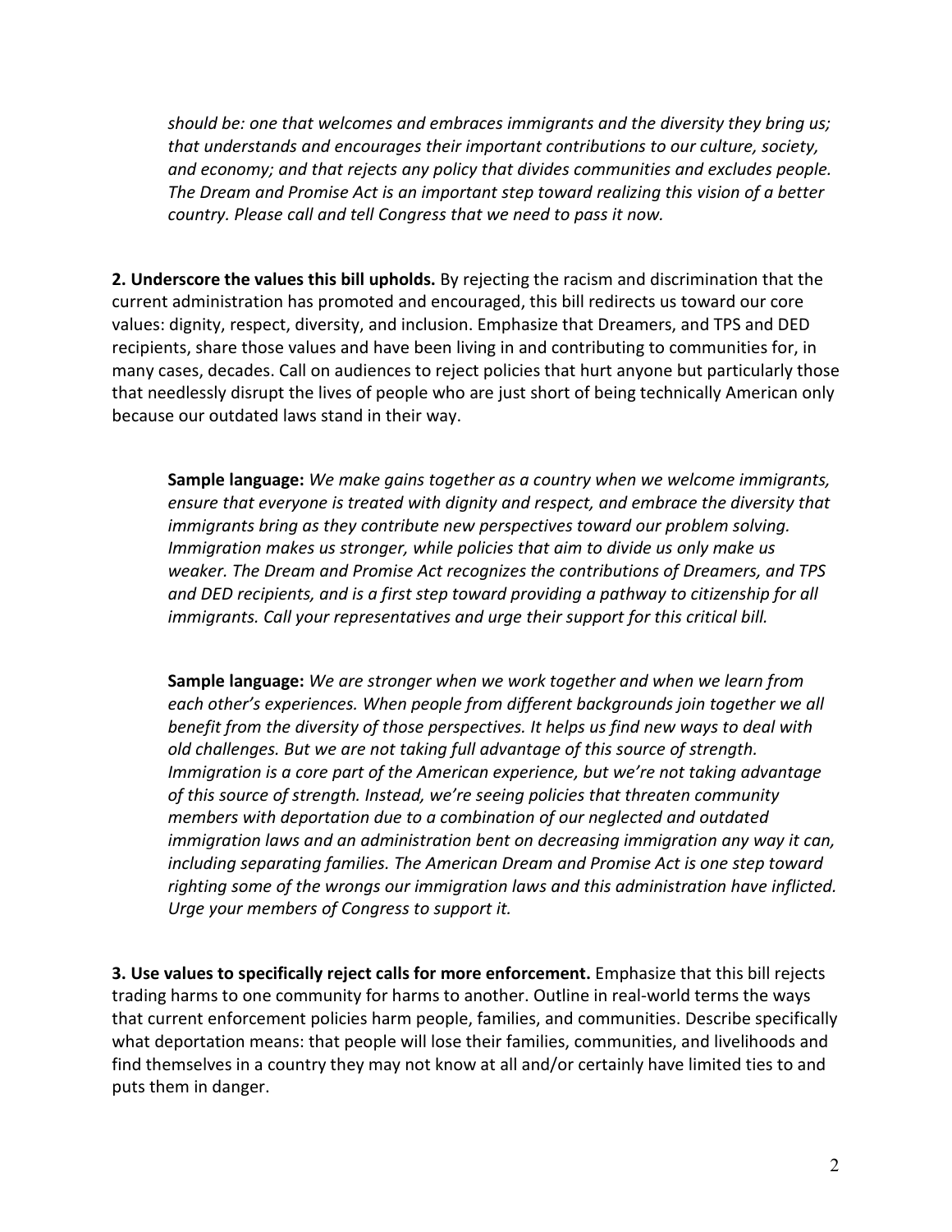*should be: one that welcomes and embraces immigrants and the diversity they bring us; that understands and encourages their important contributions to our culture, society, and economy; and that rejects any policy that divides communities and excludes people. The Dream and Promise Act is an important step toward realizing this vision of a better country. Please call and tell Congress that we need to pass it now.*

**2. Underscore the values this bill upholds.** By rejecting the racism and discrimination that the current administration has promoted and encouraged, this bill redirects us toward our core values: dignity, respect, diversity, and inclusion. Emphasize that Dreamers, and TPS and DED recipients, share those values and have been living in and contributing to communities for, in many cases, decades. Call on audiences to reject policies that hurt anyone but particularly those that needlessly disrupt the lives of people who are just short of being technically American only because our outdated laws stand in their way.

> **Sample language:** *We make gains together as a country when we welcome immigrants, ensure that everyone is treated with dignity and respect, and embrace the diversity that immigrants bring as they contribute new perspectives toward our problem solving. Immigration makes us stronger, while policies that aim to divide us only make us weaker. The Dream and Promise Act recognizes the contributions of Dreamers, and TPS and DED recipients, and is a first step toward providing a pathway to citizenship for all immigrants. Call your representatives and urge their support for this critical bill.*

> **Sample language:** *We are stronger when we work together and when we learn from each other's experiences. When people from different backgrounds join together we all benefit from the diversity of those perspectives. It helps us find new ways to deal with old challenges. But we are not taking full advantage of this source of strength. Immigration is a core part of the American experience, but we're not taking advantage of this source of strength. Instead, we're seeing policies that threaten community members with deportation due to a combination of our neglected and outdated immigration laws and an administration bent on decreasing immigration any way it can, including separating families. The American Dream and Promise Act is one step toward righting some of the wrongs our immigration laws and this administration have inflicted. Urge your members of Congress to support it.*

**3. Use values to specifically reject calls for more enforcement.** Emphasize that this bill rejects trading harms to one community for harms to another. Outline in real-world terms the ways that current enforcement policies harm people, families, and communities. Describe specifically what deportation means: that people will lose their families, communities, and livelihoods and find themselves in a country they may not know at all and/or certainly have limited ties to and puts them in danger.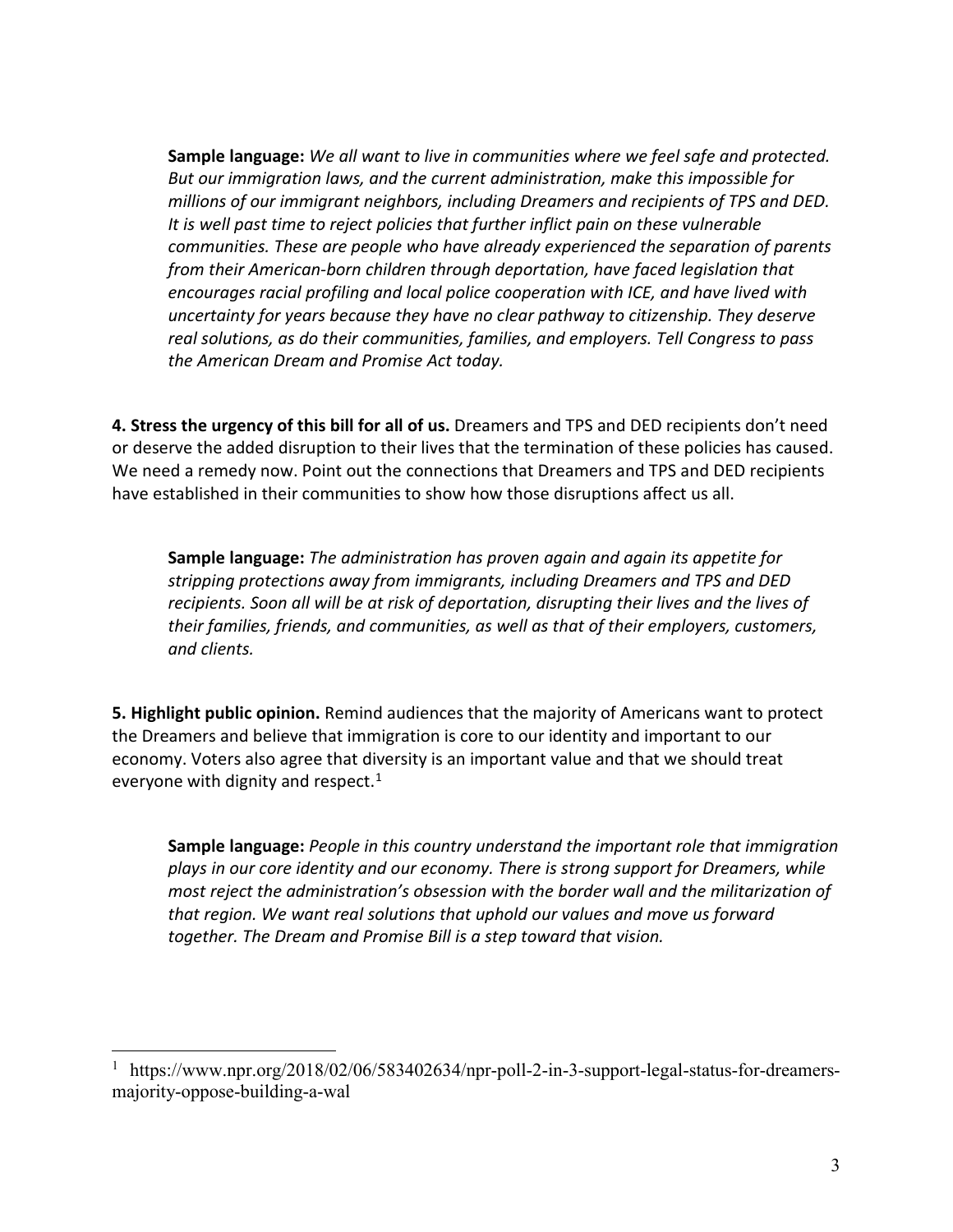**Sample language:** *We all want to live in communities where we feel safe and protected. But our immigration laws, and the current administration, make this impossible for millions of our immigrant neighbors, including Dreamers and recipients of TPS and DED. It is well past time to reject policies that further inflict pain on these vulnerable communities. These are people who have already experienced the separation of parents from their American-born children through deportation, have faced legislation that encourages racial profiling and local police cooperation with ICE, and have lived with uncertainty for years because they have no clear pathway to citizenship. They deserve real solutions, as do their communities, families, and employers. Tell Congress to pass the American Dream and Promise Act today.*

**4. Stress the urgency of this bill for all of us.** Dreamers and TPS and DED recipients don't need or deserve the added disruption to their lives that the termination of these policies has caused. We need a remedy now. Point out the connections that Dreamers and TPS and DED recipients have established in their communities to show how those disruptions affect us all.

**Sample language:** *The administration has proven again and again its appetite for stripping protections away from immigrants, including Dreamers and TPS and DED recipients. Soon all will be at risk of deportation, disrupting their lives and the lives of their families, friends, and communities, as well as that of their employers, customers, and clients.*

**5. Highlight public opinion.** Remind audiences that the majority of Americans want to protect the Dreamers and believe that immigration is core to our identity and important to our economy. Voters also agree that diversity is an important value and that we should treat everyone with dignity and respect.[1]

**Sample language:** *People in this country understand the important role that immigration plays in our core identity and our economy. There is strong support for Dreamers, while most reject the administration's obsession with the border wall and the militarization of that region. We want real solutions that uphold our values and move us forward together. The Dream and Promise Bill is a step toward that vision.*

---

[1] https://www.npr.org/2018/02/06/583402634/npr-poll-2-in-3-support-legal-status-for-dreamers-majority-oppose-building-a-wal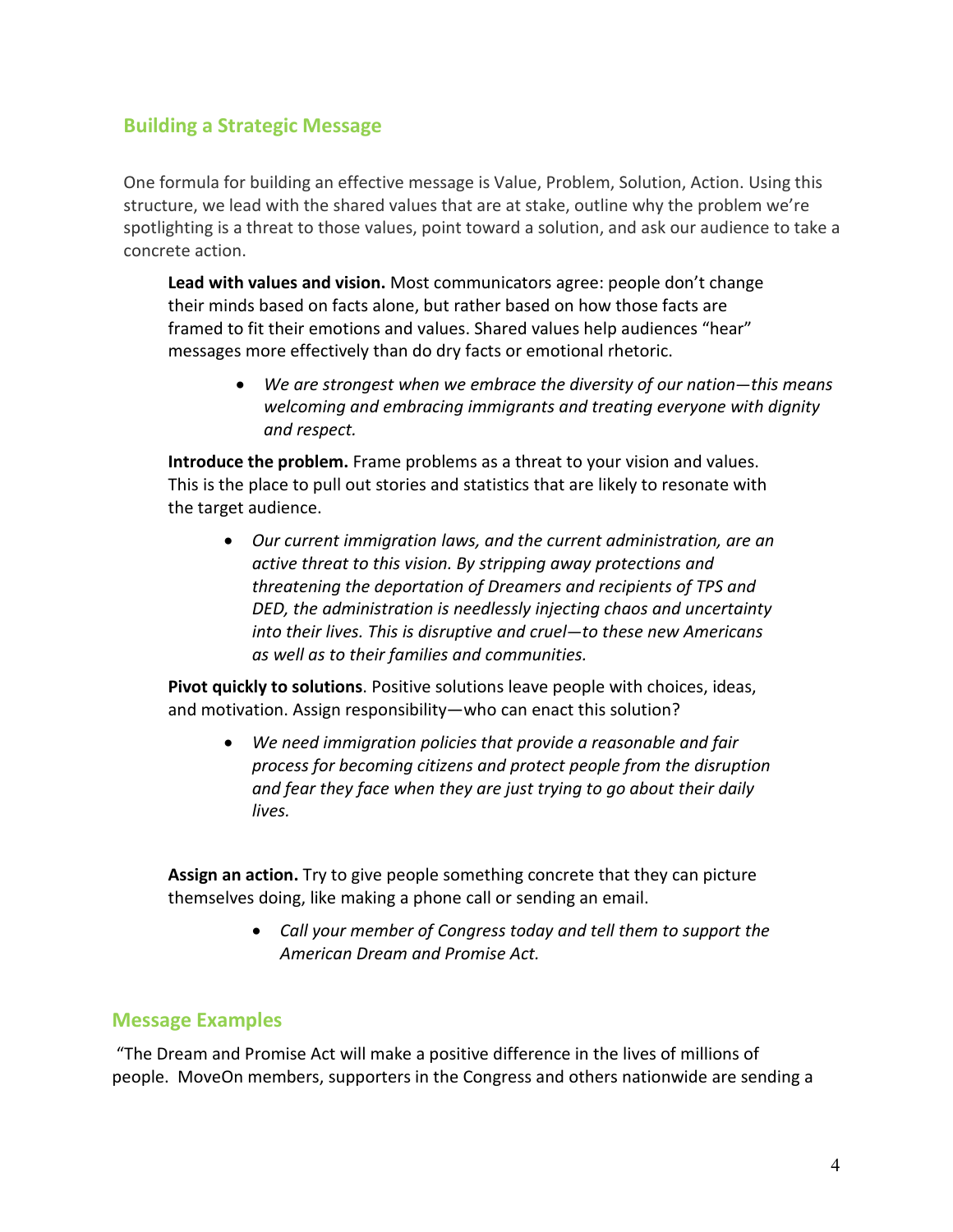## Building a Strategic Message

One formula for building an effective message is Value, Problem, Solution, Action. Using this structure, we lead with the shared values that are at stake, outline why the problem we're spotlighting is a threat to those values, point toward a solution, and ask our audience to take a concrete action.

**Lead with values and vision.** Most communicators agree: people don't change their minds based on facts alone, but rather based on how those facts are framed to fit their emotions and values. Shared values help audiences "hear" messages more effectively than do dry facts or emotional rhetoric.

- *We are strongest when we embrace the diversity of our nation—this means welcoming and embracing immigrants and treating everyone with dignity and respect.*

**Introduce the problem.** Frame problems as a threat to your vision and values. This is the place to pull out stories and statistics that are likely to resonate with the target audience.

- *Our current immigration laws, and the current administration, are an active threat to this vision. By stripping away protections and threatening the deportation of Dreamers and recipients of TPS and DED, the administration is needlessly injecting chaos and uncertainty into their lives. This is disruptive and cruel—to these new Americans as well as to their families and communities.*

**Pivot quickly to solutions**. Positive solutions leave people with choices, ideas, and motivation. Assign responsibility—who can enact this solution?

- *We need immigration policies that provide a reasonable and fair process for becoming citizens and protect people from the disruption and fear they face when they are just trying to go about their daily lives.*

**Assign an action.** Try to give people something concrete that they can picture themselves doing, like making a phone call or sending an email.

- *Call your member of Congress today and tell them to support the American Dream and Promise Act.*

## Message Examples

"The Dream and Promise Act will make a positive difference in the lives of millions of people. MoveOn members, supporters in the Congress and others nationwide are sending a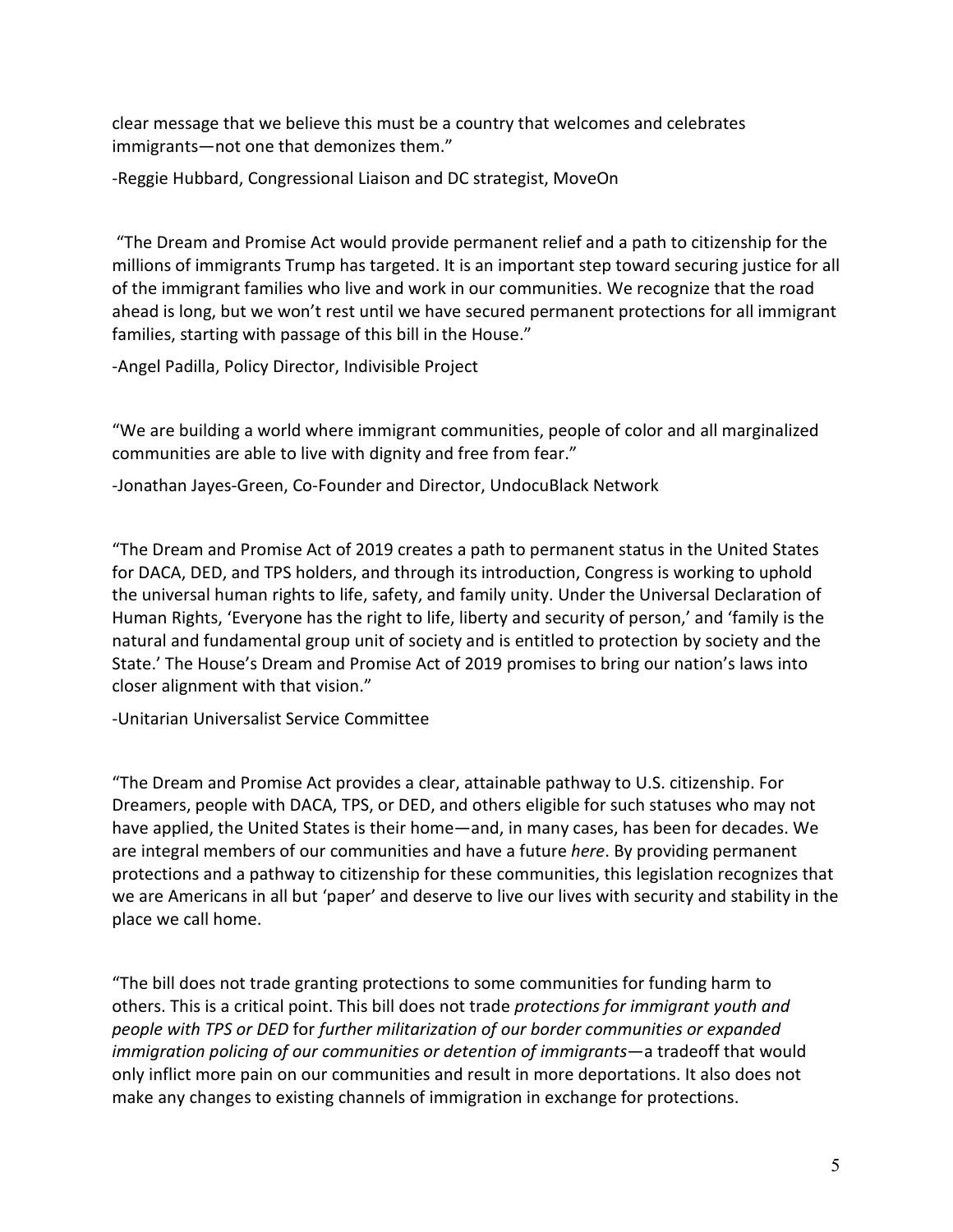clear message that we believe this must be a country that welcomes and celebrates immigrants—not one that demonizes them."

-Reggie Hubbard, Congressional Liaison and DC strategist, MoveOn

"The Dream and Promise Act would provide permanent relief and a path to citizenship for the millions of immigrants Trump has targeted. It is an important step toward securing justice for all of the immigrant families who live and work in our communities. We recognize that the road ahead is long, but we won't rest until we have secured permanent protections for all immigrant families, starting with passage of this bill in the House."

-Angel Padilla, Policy Director, Indivisible Project

"We are building a world where immigrant communities, people of color and all marginalized communities are able to live with dignity and free from fear."

-Jonathan Jayes-Green, Co-Founder and Director, UndocuBlack Network

"The Dream and Promise Act of 2019 creates a path to permanent status in the United States for DACA, DED, and TPS holders, and through its introduction, Congress is working to uphold the universal human rights to life, safety, and family unity. Under the Universal Declaration of Human Rights, 'Everyone has the right to life, liberty and security of person,' and 'family is the natural and fundamental group unit of society and is entitled to protection by society and the State.' The House's Dream and Promise Act of 2019 promises to bring our nation's laws into closer alignment with that vision."

-Unitarian Universalist Service Committee

"The Dream and Promise Act provides a clear, attainable pathway to U.S. citizenship. For Dreamers, people with DACA, TPS, or DED, and others eligible for such statuses who may not have applied, the United States is their home—and, in many cases, has been for decades. We are integral members of our communities and have a future *here*. By providing permanent protections and a pathway to citizenship for these communities, this legislation recognizes that we are Americans in all but 'paper' and deserve to live our lives with security and stability in the place we call home.

"The bill does not trade granting protections to some communities for funding harm to others. This is a critical point. This bill does not trade *protections for immigrant youth and people with TPS or DED* for *further militarization of our border communities or expanded immigration policing of our communities or detention of immigrants*—a tradeoff that would only inflict more pain on our communities and result in more deportations. It also does not make any changes to existing channels of immigration in exchange for protections.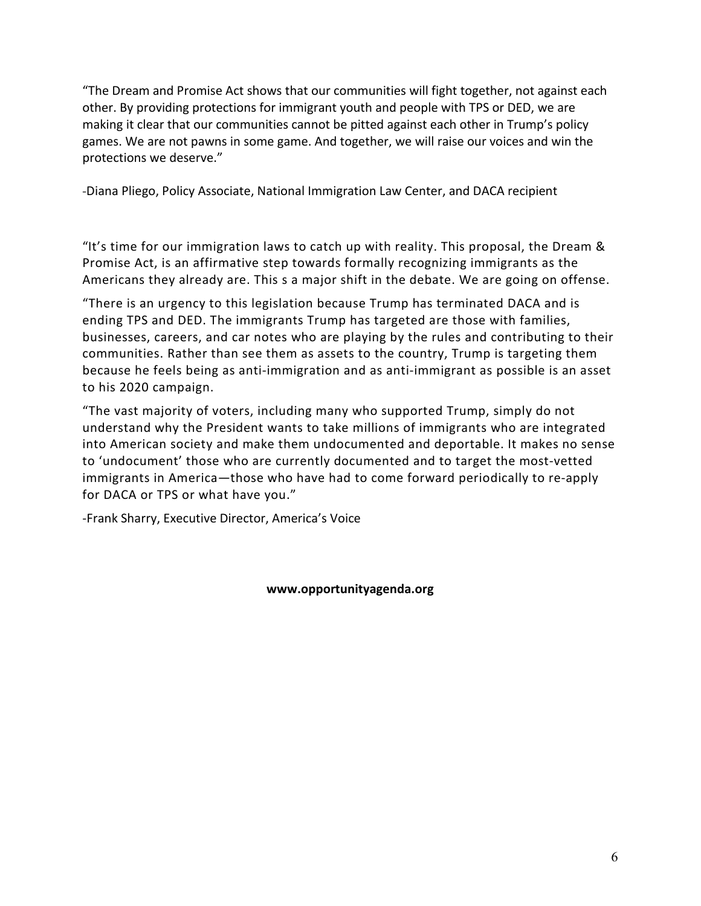"The Dream and Promise Act shows that our communities will fight together, not against each other. By providing protections for immigrant youth and people with TPS or DED, we are making it clear that our communities cannot be pitted against each other in Trump's policy games. We are not pawns in some game. And together, we will raise our voices and win the protections we deserve."

-Diana Pliego, Policy Associate, National Immigration Law Center, and DACA recipient

"It's time for our immigration laws to catch up with reality. This proposal, the Dream & Promise Act, is an affirmative step towards formally recognizing immigrants as the Americans they already are. This s a major shift in the debate. We are going on offense.

"There is an urgency to this legislation because Trump has terminated DACA and is ending TPS and DED. The immigrants Trump has targeted are those with families, businesses, careers, and car notes who are playing by the rules and contributing to their communities. Rather than see them as assets to the country, Trump is targeting them because he feels being as anti-immigration and as anti-immigrant as possible is an asset to his 2020 campaign.

"The vast majority of voters, including many who supported Trump, simply do not understand why the President wants to take millions of immigrants who are integrated into American society and make them undocumented and deportable. It makes no sense to 'undocument' those who are currently documented and to target the most-vetted immigrants in America—those who have had to come forward periodically to re-apply for DACA or TPS or what have you."

-Frank Sharry, Executive Director, America's Voice

**www.opportunityagenda.org**